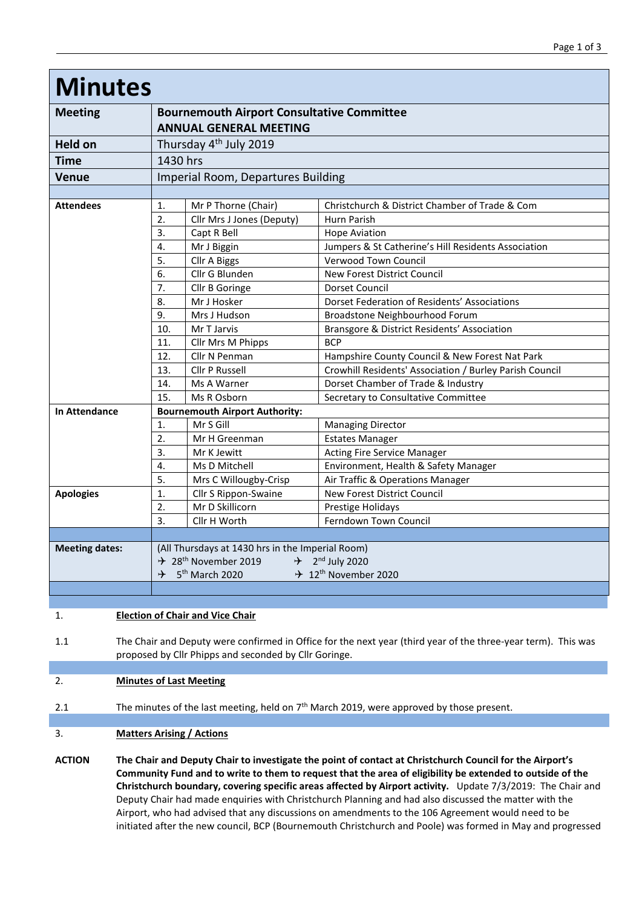# Minutes

| | | |
|---|---|---|
| **Meeting** | **Bournemouth Airport Consultative Committee ANNUAL GENERAL MEETING** | |
| **Held on** | Thursday 4th July 2019 | |
| **Time** | 1430 hrs | |
| **Venue** | Imperial Room, Departures Building | |

| | | | |
|---|---|---|---|
| **Attendees** | 1. | Mr P Thorne (Chair) | Christchurch & District Chamber of Trade & Com |
| | 2. | Cllr Mrs J Jones (Deputy) | Hurn Parish |
| | 3. | Capt R Bell | Hope Aviation |
| | 4. | Mr J Biggin | Jumpers & St Catherine's Hill Residents Association |
| | 5. | Cllr A Biggs | Verwood Town Council |
| | 6. | Cllr G Blunden | New Forest District Council |
| | 7. | Cllr B Goringe | Dorset Council |
| | 8. | Mr J Hosker | Dorset Federation of Residents' Associations |
| | 9. | Mrs J Hudson | Broadstone Neighbourhood Forum |
| | 10. | Mr T Jarvis | Bransgore & District Residents' Association |
| | 11. | Cllr Mrs M Phipps | BCP |
| | 12. | Cllr N Penman | Hampshire County Council & New Forest Nat Park |
| | 13. | Cllr P Russell | Crowhill Residents' Association / Burley Parish Council |
| | 14. | Ms A Warner | Dorset Chamber of Trade & Industry |
| | 15. | Ms R Osborn | Secretary to Consultative Committee |
| **In Attendance** | **Bournemouth Airport Authority:** | | |
| | 1. | Mr S Gill | Managing Director |
| | 2. | Mr H Greenman | Estates Manager |
| | 3. | Mr K Jewitt | Acting Fire Service Manager |
| | 4. | Ms D Mitchell | Environment, Health & Safety Manager |
| | 5. | Mrs C Willougby-Crisp | Air Traffic & Operations Manager |
| **Apologies** | 1. | Cllr S Rippon-Swaine | New Forest District Council |
| | 2. | Mr D Skillicorn | Prestige Holidays |
| | 3. | Cllr H Worth | Ferndown Town Council |

**Meeting dates:** (All Thursdays at 1430 hrs in the Imperial Room)

- 28th November 2019
- 2nd July 2020
- 5th March 2020
- 12th November 2020

1. **Election of Chair and Vice Chair**

1.1 The Chair and Deputy were confirmed in Office for the next year (third year of the three-year term). This was proposed by Cllr Phipps and seconded by Cllr Goringe.

2. **Minutes of Last Meeting**

2.1 The minutes of the last meeting, held on 7th March 2019, were approved by those present.

3. **Matters Arising / Actions**

**ACTION** **The Chair and Deputy Chair to investigate the point of contact at Christchurch Council for the Airport's Community Fund and to write to them to request that the area of eligibility be extended to outside of the Christchurch boundary, covering specific areas affected by Airport activity.** Update 7/3/2019: The Chair and Deputy Chair had made enquiries with Christchurch Planning and had also discussed the matter with the Airport, who had advised that any discussions on amendments to the 106 Agreement would need to be initiated after the new council, BCP (Bournemouth Christchurch and Poole) was formed in May and progressed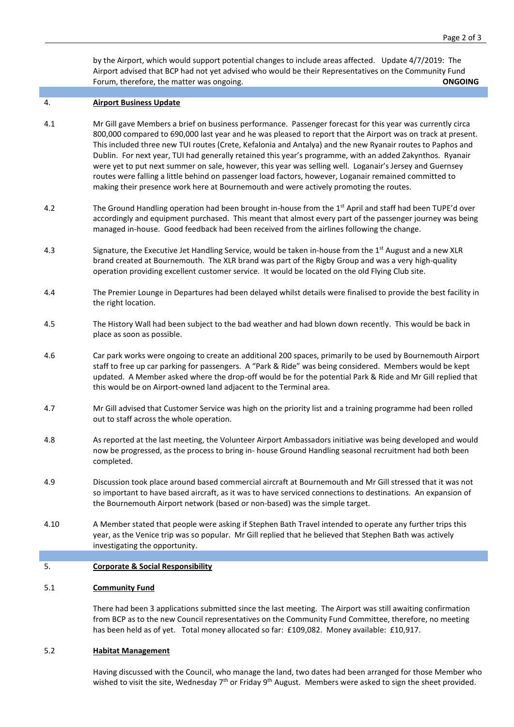by the Airport, which would support potential changes to include areas affected. Update 4/7/2019: The Airport advised that BCP had not yet advised who would be their Representatives on the Community Fund Forum, therefore, the matter was ongoing. **ONGOING**

## 4. Airport Business Update

4.1 Mr Gill gave Members a brief on business performance. Passenger forecast for this year was currently circa 800,000 compared to 690,000 last year and he was pleased to report that the Airport was on track at present. This included three new TUI routes (Crete, Kefalonia and Antalya) and the new Ryanair routes to Paphos and Dublin. For next year, TUI had generally retained this year's programme, with an added Zakynthos. Ryanair were yet to put next summer on sale, however, this year was selling well. Loganair's Jersey and Guernsey routes were falling a little behind on passenger load factors, however, Loganair remained committed to making their presence work here at Bournemouth and were actively promoting the routes.

4.2 The Ground Handling operation had been brought in-house from the 1st April and staff had been TUPE'd over accordingly and equipment purchased. This meant that almost every part of the passenger journey was being managed in-house. Good feedback had been received from the airlines following the change.

4.3 Signature, the Executive Jet Handling Service, would be taken in-house from the 1st August and a new XLR brand created at Bournemouth. The XLR brand was part of the Rigby Group and was a very high-quality operation providing excellent customer service. It would be located on the old Flying Club site.

4.4 The Premier Lounge in Departures had been delayed whilst details were finalised to provide the best facility in the right location.

4.5 The History Wall had been subject to the bad weather and had blown down recently. This would be back in place as soon as possible.

4.6 Car park works were ongoing to create an additional 200 spaces, primarily to be used by Bournemouth Airport staff to free up car parking for passengers. A "Park & Ride" was being considered. Members would be kept updated. A Member asked where the drop-off would be for the potential Park & Ride and Mr Gill replied that this would be on Airport-owned land adjacent to the Terminal area.

4.7 Mr Gill advised that Customer Service was high on the priority list and a training programme had been rolled out to staff across the whole operation.

4.8 As reported at the last meeting, the Volunteer Airport Ambassadors initiative was being developed and would now be progressed, as the process to bring in- house Ground Handling seasonal recruitment had both been completed.

4.9 Discussion took place around based commercial aircraft at Bournemouth and Mr Gill stressed that it was not so important to have based aircraft, as it was to have serviced connections to destinations. An expansion of the Bournemouth Airport network (based or non-based) was the simple target.

4.10 A Member stated that people were asking if Stephen Bath Travel intended to operate any further trips this year, as the Venice trip was so popular. Mr Gill replied that he believed that Stephen Bath was actively investigating the opportunity.

## 5. Corporate & Social Responsibility

### 5.1 Community Fund

There had been 3 applications submitted since the last meeting. The Airport was still awaiting confirmation from BCP as to the new Council representatives on the Community Fund Committee, therefore, no meeting has been held as of yet. Total money allocated so far: £109,082. Money available: £10,917.

### 5.2 Habitat Management

Having discussed with the Council, who manage the land, two dates had been arranged for those Member who wished to visit the site, Wednesday 7th or Friday 9th August. Members were asked to sign the sheet provided.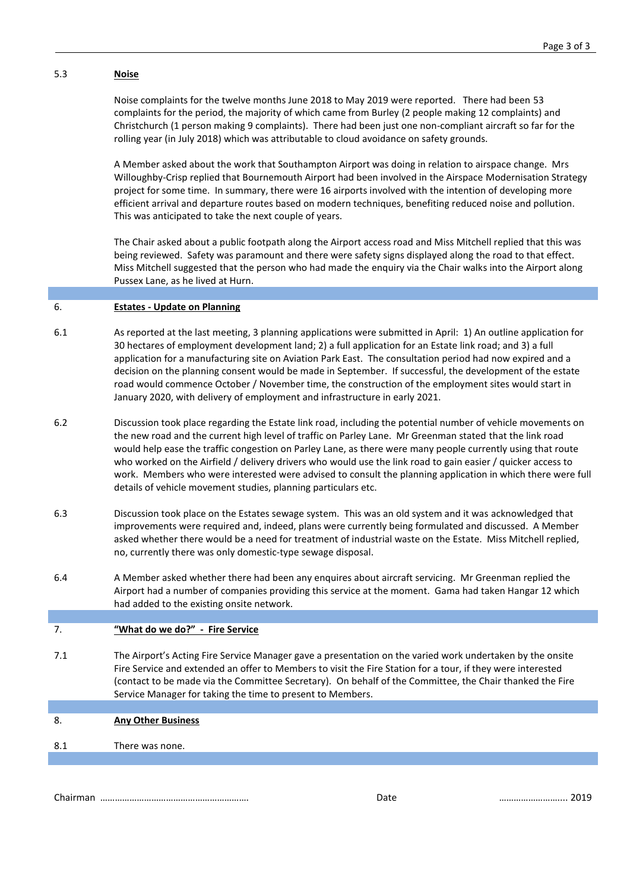5.3 **Noise**

Noise complaints for the twelve months June 2018 to May 2019 were reported. There had been 53 complaints for the period, the majority of which came from Burley (2 people making 12 complaints) and Christchurch (1 person making 9 complaints). There had been just one non-compliant aircraft so far for the rolling year (in July 2018) which was attributable to cloud avoidance on safety grounds.

A Member asked about the work that Southampton Airport was doing in relation to airspace change. Mrs Willoughby-Crisp replied that Bournemouth Airport had been involved in the Airspace Modernisation Strategy project for some time. In summary, there were 16 airports involved with the intention of developing more efficient arrival and departure routes based on modern techniques, benefiting reduced noise and pollution. This was anticipated to take the next couple of years.

The Chair asked about a public footpath along the Airport access road and Miss Mitchell replied that this was being reviewed. Safety was paramount and there were safety signs displayed along the road to that effect. Miss Mitchell suggested that the person who had made the enquiry via the Chair walks into the Airport along Pussex Lane, as he lived at Hurn.

6. **Estates - Update on Planning**

6.1 As reported at the last meeting, 3 planning applications were submitted in April: 1) An outline application for 30 hectares of employment development land; 2) a full application for an Estate link road; and 3) a full application for a manufacturing site on Aviation Park East. The consultation period had now expired and a decision on the planning consent would be made in September. If successful, the development of the estate road would commence October / November time, the construction of the employment sites would start in January 2020, with delivery of employment and infrastructure in early 2021.

6.2 Discussion took place regarding the Estate link road, including the potential number of vehicle movements on the new road and the current high level of traffic on Parley Lane. Mr Greenman stated that the link road would help ease the traffic congestion on Parley Lane, as there were many people currently using that route who worked on the Airfield / delivery drivers who would use the link road to gain easier / quicker access to work. Members who were interested were advised to consult the planning application in which there were full details of vehicle movement studies, planning particulars etc.

6.3 Discussion took place on the Estates sewage system. This was an old system and it was acknowledged that improvements were required and, indeed, plans were currently being formulated and discussed. A Member asked whether there would be a need for treatment of industrial waste on the Estate. Miss Mitchell replied, no, currently there was only domestic-type sewage disposal.

6.4 A Member asked whether there had been any enquires about aircraft servicing. Mr Greenman replied the Airport had a number of companies providing this service at the moment. Gama had taken Hangar 12 which had added to the existing onsite network.

7. **"What do we do?" - Fire Service**

7.1 The Airport's Acting Fire Service Manager gave a presentation on the varied work undertaken by the onsite Fire Service and extended an offer to Members to visit the Fire Station for a tour, if they were interested (contact to be made via the Committee Secretary). On behalf of the Committee, the Chair thanked the Fire Service Manager for taking the time to present to Members.

8. **Any Other Business**

8.1 There was none.

Chairman ………………………………………………….  Date ……………………... 2019